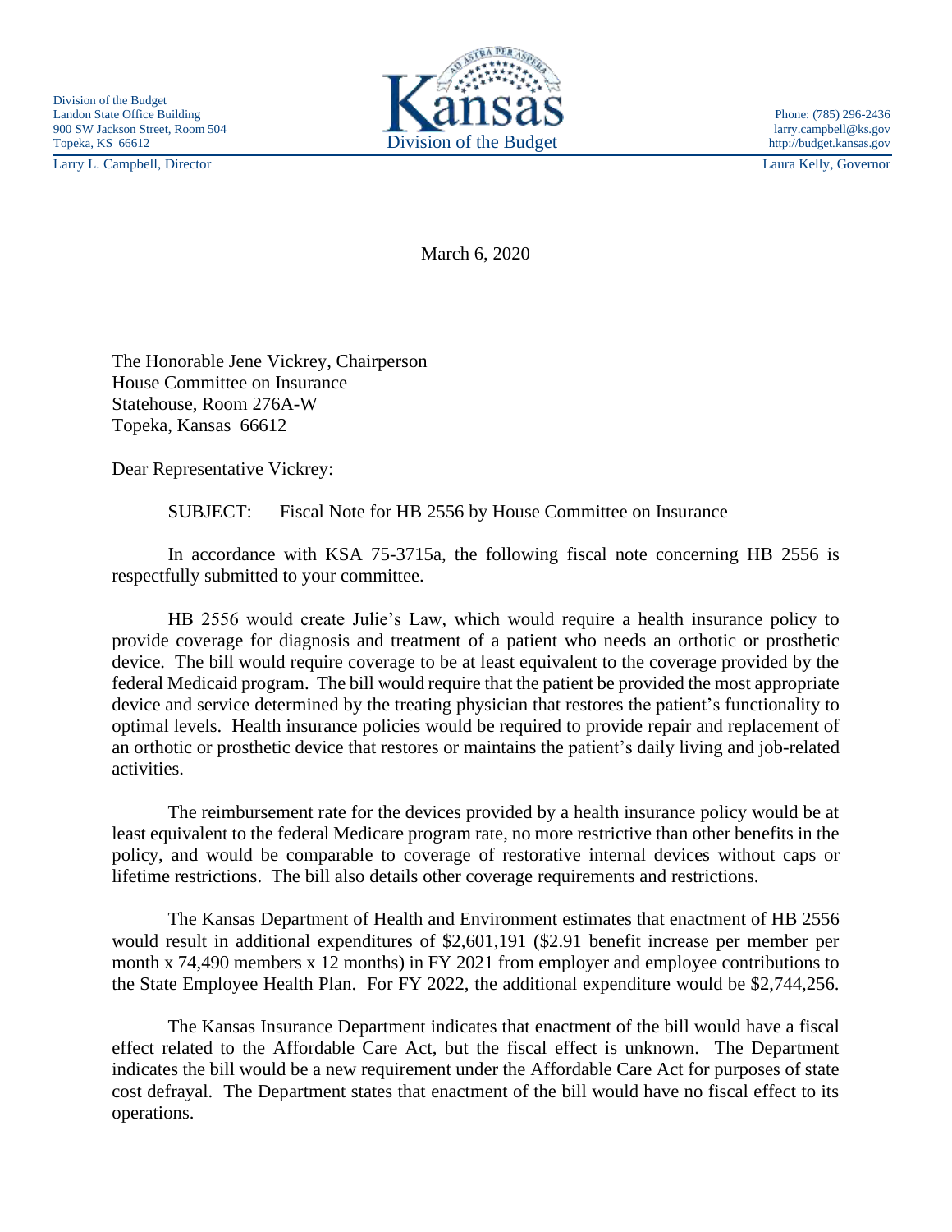Division of the Budget
Landon State Office Building
900 SW Jackson Street, Room 504
Topeka, KS 66612
Larry L. Campbell, Director

Kansas
Division of the Budget

Phone: (785) 296-2436
larry.campbell@ks.gov
http://budget.kansas.gov
Laura Kelly, Governor

March 6, 2020

The Honorable Jene Vickrey, Chairperson
House Committee on Insurance
Statehouse, Room 276A-W
Topeka, Kansas 66612

Dear Representative Vickrey:

SUBJECT: Fiscal Note for HB 2556 by House Committee on Insurance

In accordance with KSA 75-3715a, the following fiscal note concerning HB 2556 is respectfully submitted to your committee.

HB 2556 would create Julie's Law, which would require a health insurance policy to provide coverage for diagnosis and treatment of a patient who needs an orthotic or prosthetic device. The bill would require coverage to be at least equivalent to the coverage provided by the federal Medicaid program. The bill would require that the patient be provided the most appropriate device and service determined by the treating physician that restores the patient's functionality to optimal levels. Health insurance policies would be required to provide repair and replacement of an orthotic or prosthetic device that restores or maintains the patient's daily living and job-related activities.

The reimbursement rate for the devices provided by a health insurance policy would be at least equivalent to the federal Medicare program rate, no more restrictive than other benefits in the policy, and would be comparable to coverage of restorative internal devices without caps or lifetime restrictions. The bill also details other coverage requirements and restrictions.

The Kansas Department of Health and Environment estimates that enactment of HB 2556 would result in additional expenditures of $2,601,191 ($2.91 benefit increase per member per month x 74,490 members x 12 months) in FY 2021 from employer and employee contributions to the State Employee Health Plan. For FY 2022, the additional expenditure would be $2,744,256.

The Kansas Insurance Department indicates that enactment of the bill would have a fiscal effect related to the Affordable Care Act, but the fiscal effect is unknown. The Department indicates the bill would be a new requirement under the Affordable Care Act for purposes of state cost defrayal. The Department states that enactment of the bill would have no fiscal effect to its operations.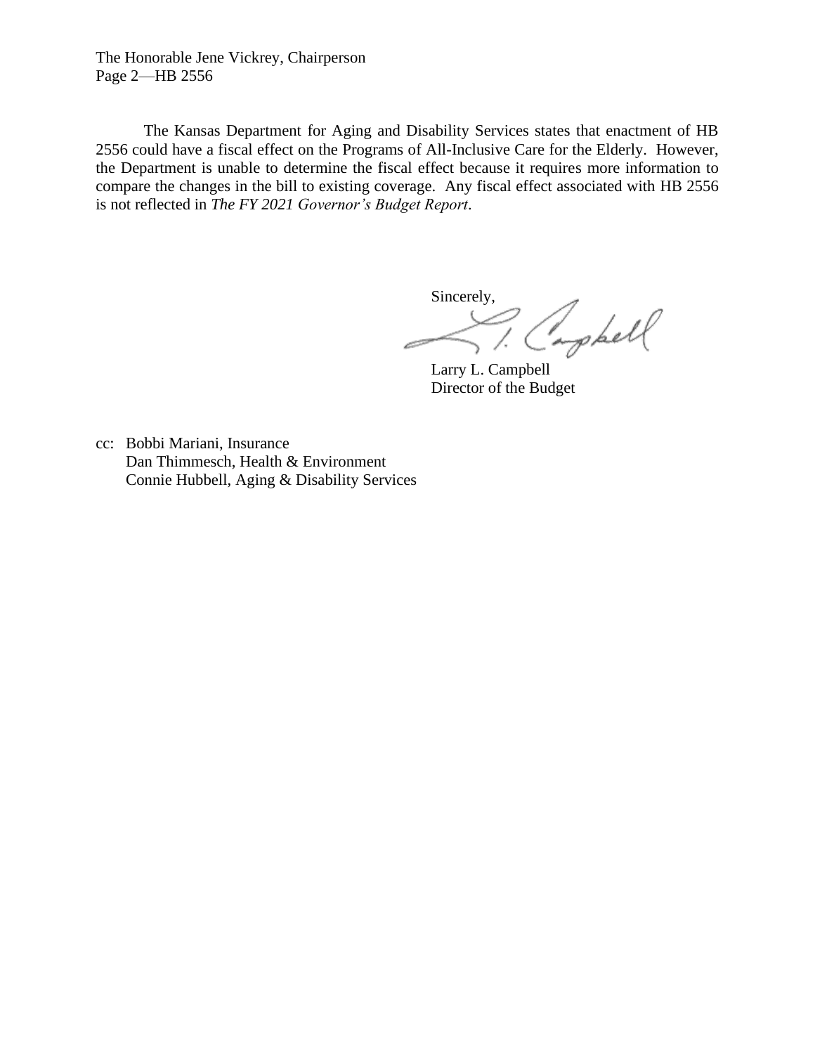The Kansas Department for Aging and Disability Services states that enactment of HB 2556 could have a fiscal effect on the Programs of All-Inclusive Care for the Elderly. However, the Department is unable to determine the fiscal effect because it requires more information to compare the changes in the bill to existing coverage. Any fiscal effect associated with HB 2556 is not reflected in *The FY 2021 Governor's Budget Report*.

Sincerely,

Larry L. Campbell
Director of the Budget

cc: Bobbi Mariani, Insurance
Dan Thimmesch, Health & Environment
Connie Hubbell, Aging & Disability Services